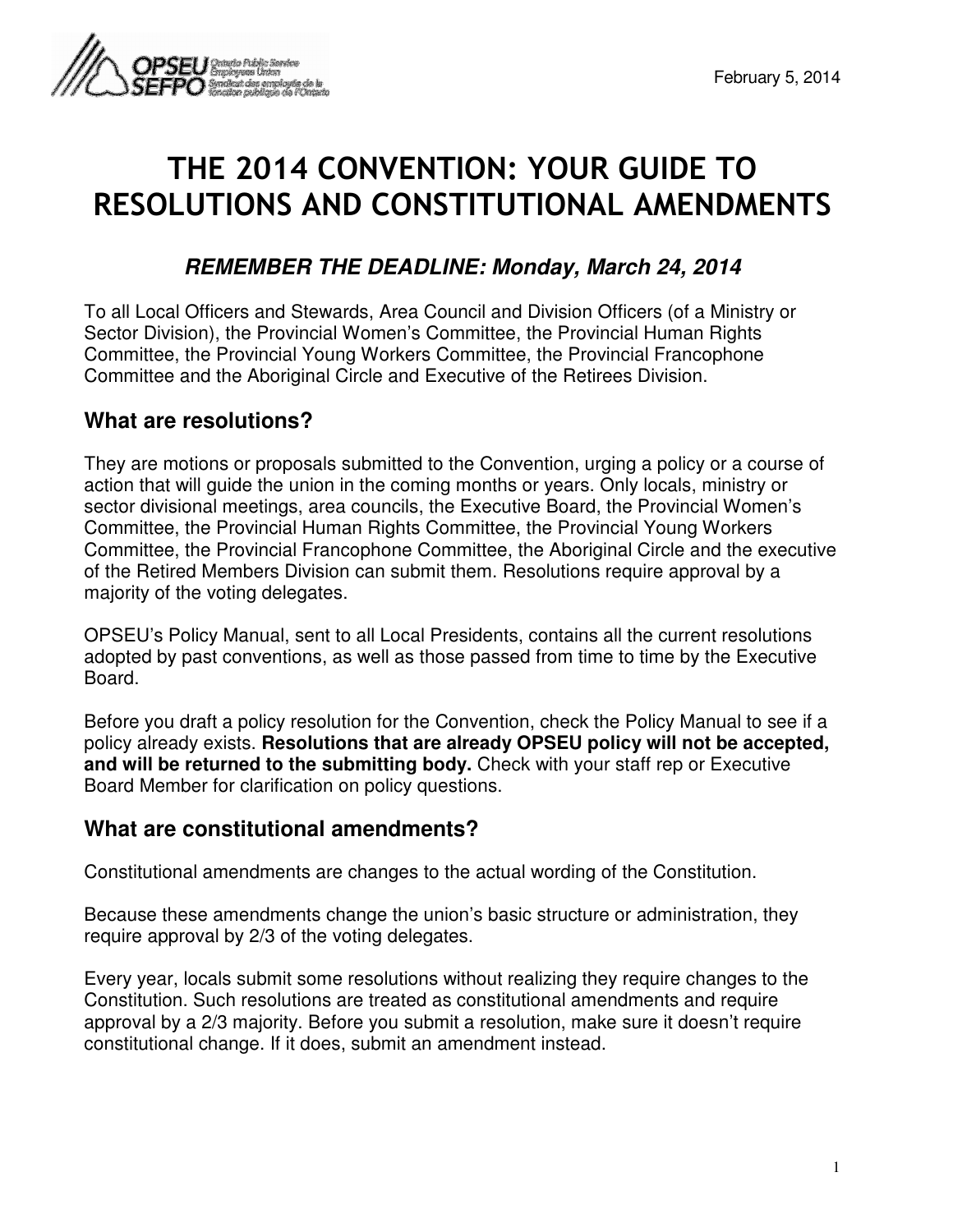February 5, 2014

# THE 2014 CONVENTION: YOUR GUIDE TO RESOLUTIONS AND CONSTITUTIONAL AMENDMENTS

### *REMEMBER THE DEADLINE: Monday, March 24, 2014*

To all Local Officers and Stewards, Area Council and Division Officers (of a Ministry or Sector Division), the Provincial Women's Committee, the Provincial Human Rights Committee, the Provincial Young Workers Committee, the Provincial Francophone Committee and the Aboriginal Circle and Executive of the Retirees Division.

## What are resolutions?

They are motions or proposals submitted to the Convention, urging a policy or a course of action that will guide the union in the coming months or years. Only locals, ministry or sector divisional meetings, area councils, the Executive Board, the Provincial Women's Committee, the Provincial Human Rights Committee, the Provincial Young Workers Committee, the Provincial Francophone Committee, the Aboriginal Circle and the executive of the Retired Members Division can submit them. Resolutions require approval by a majority of the voting delegates.

OPSEU's Policy Manual, sent to all Local Presidents, contains all the current resolutions adopted by past conventions, as well as those passed from time to time by the Executive Board.

Before you draft a policy resolution for the Convention, check the Policy Manual to see if a policy already exists. **Resolutions that are already OPSEU policy will not be accepted, and will be returned to the submitting body.** Check with your staff rep or Executive Board Member for clarification on policy questions.

## What are constitutional amendments?

Constitutional amendments are changes to the actual wording of the Constitution.

Because these amendments change the union's basic structure or administration, they require approval by 2/3 of the voting delegates.

Every year, locals submit some resolutions without realizing they require changes to the Constitution. Such resolutions are treated as constitutional amendments and require approval by a 2/3 majority. Before you submit a resolution, make sure it doesn't require constitutional change. If it does, submit an amendment instead.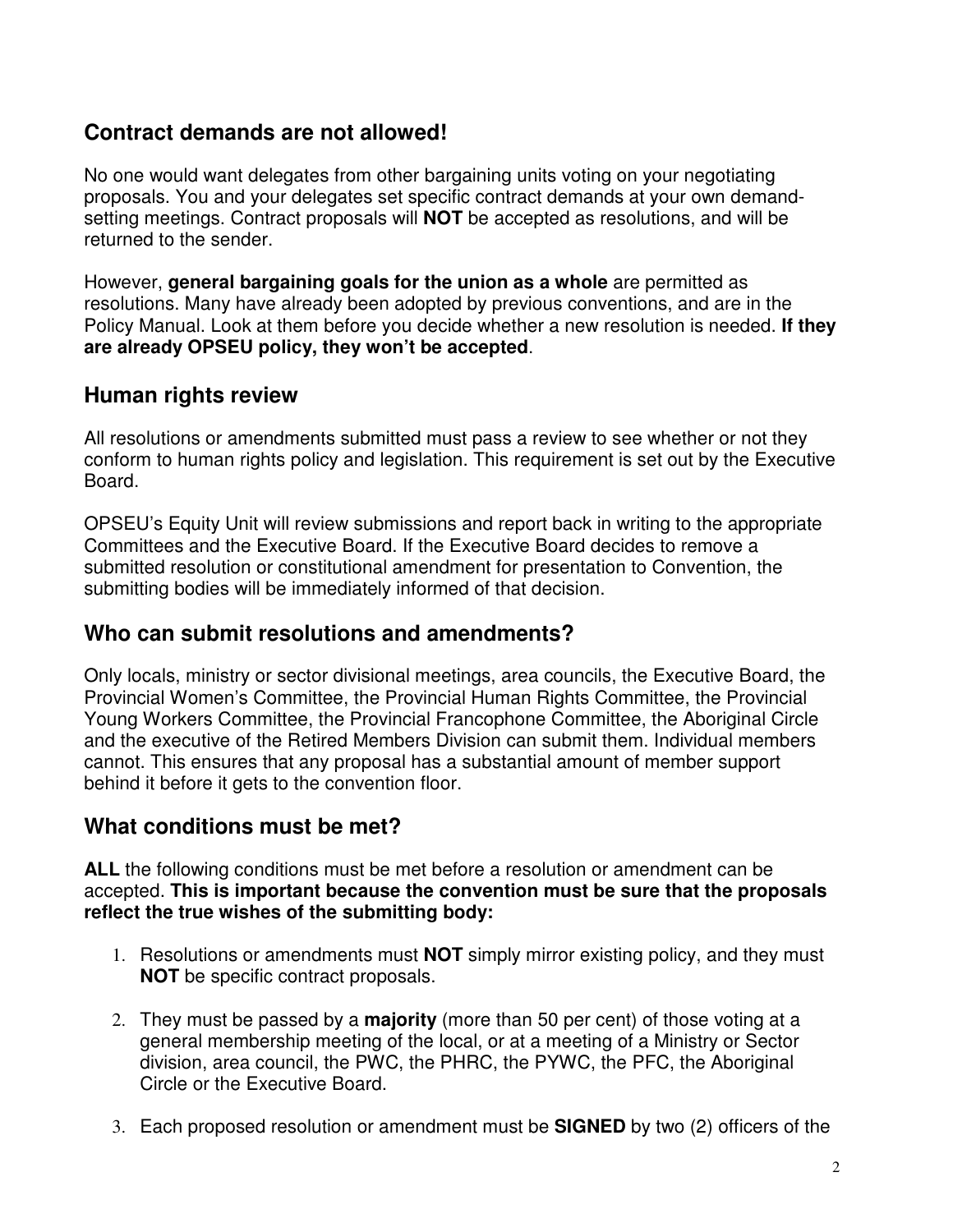## Contract demands are not allowed!

No one would want delegates from other bargaining units voting on your negotiating proposals. You and your delegates set specific contract demands at your own demand-setting meetings. Contract proposals will **NOT** be accepted as resolutions, and will be returned to the sender.

However, **general bargaining goals for the union as a whole** are permitted as resolutions. Many have already been adopted by previous conventions, and are in the Policy Manual. Look at them before you decide whether a new resolution is needed. **If they are already OPSEU policy, they won't be accepted**.

## Human rights review

All resolutions or amendments submitted must pass a review to see whether or not they conform to human rights policy and legislation. This requirement is set out by the Executive Board.

OPSEU's Equity Unit will review submissions and report back in writing to the appropriate Committees and the Executive Board. If the Executive Board decides to remove a submitted resolution or constitutional amendment for presentation to Convention, the submitting bodies will be immediately informed of that decision.

## Who can submit resolutions and amendments?

Only locals, ministry or sector divisional meetings, area councils, the Executive Board, the Provincial Women's Committee, the Provincial Human Rights Committee, the Provincial Young Workers Committee, the Provincial Francophone Committee, the Aboriginal Circle and the executive of the Retired Members Division can submit them. Individual members cannot. This ensures that any proposal has a substantial amount of member support behind it before it gets to the convention floor.

## What conditions must be met?

**ALL** the following conditions must be met before a resolution or amendment can be accepted. **This is important because the convention must be sure that the proposals reflect the true wishes of the submitting body:**

1. Resolutions or amendments must **NOT** simply mirror existing policy, and they must **NOT** be specific contract proposals.

2. They must be passed by a **majority** (more than 50 per cent) of those voting at a general membership meeting of the local, or at a meeting of a Ministry or Sector division, area council, the PWC, the PHRC, the PYWC, the PFC, the Aboriginal Circle or the Executive Board.

3. Each proposed resolution or amendment must be **SIGNED** by two (2) officers of the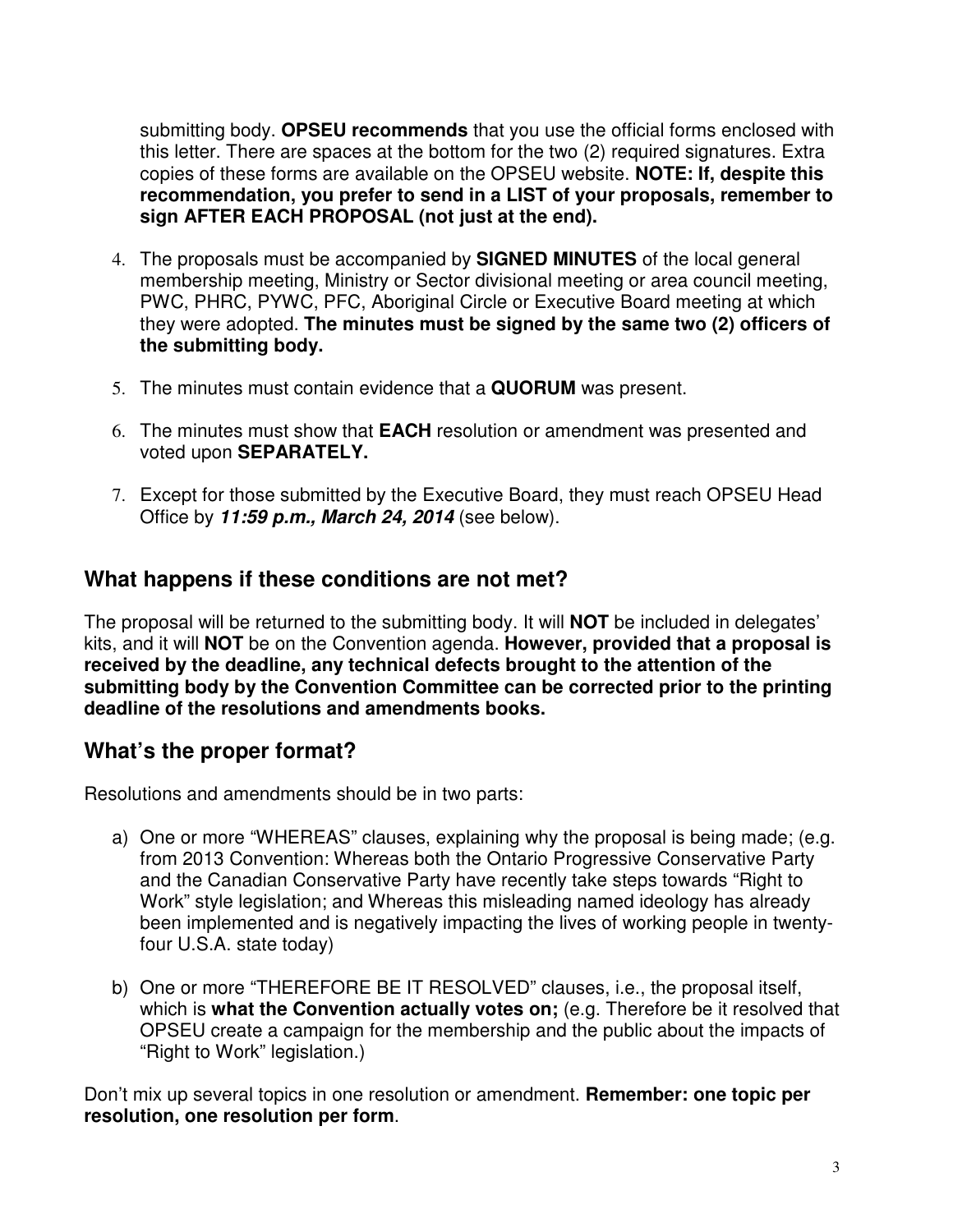submitting body. **OPSEU recommends** that you use the official forms enclosed with this letter. There are spaces at the bottom for the two (2) required signatures. Extra copies of these forms are available on the OPSEU website. **NOTE: If, despite this recommendation, you prefer to send in a LIST of your proposals, remember to sign AFTER EACH PROPOSAL (not just at the end).**

4. The proposals must be accompanied by **SIGNED MINUTES** of the local general membership meeting, Ministry or Sector divisional meeting or area council meeting, PWC, PHRC, PYWC, PFC, Aboriginal Circle or Executive Board meeting at which they were adopted. **The minutes must be signed by the same two (2) officers of the submitting body.**

5. The minutes must contain evidence that a **QUORUM** was present.

6. The minutes must show that **EACH** resolution or amendment was presented and voted upon **SEPARATELY.**

7. Except for those submitted by the Executive Board, they must reach OPSEU Head Office by ***11:59 p.m., March 24, 2014*** (see below).

## What happens if these conditions are not met?

The proposal will be returned to the submitting body. It will **NOT** be included in delegates' kits, and it will **NOT** be on the Convention agenda. **However, provided that a proposal is received by the deadline, any technical defects brought to the attention of the submitting body by the Convention Committee can be corrected prior to the printing deadline of the resolutions and amendments books.**

## What's the proper format?

Resolutions and amendments should be in two parts:

a) One or more "WHEREAS" clauses, explaining why the proposal is being made; (e.g. from 2013 Convention: Whereas both the Ontario Progressive Conservative Party and the Canadian Conservative Party have recently take steps towards "Right to Work" style legislation; and Whereas this misleading named ideology has already been implemented and is negatively impacting the lives of working people in twenty-four U.S.A. state today)

b) One or more "THEREFORE BE IT RESOLVED" clauses, i.e., the proposal itself, which is **what the Convention actually votes on;** (e.g. Therefore be it resolved that OPSEU create a campaign for the membership and the public about the impacts of "Right to Work" legislation.)

Don't mix up several topics in one resolution or amendment. **Remember: one topic per resolution, one resolution per form**.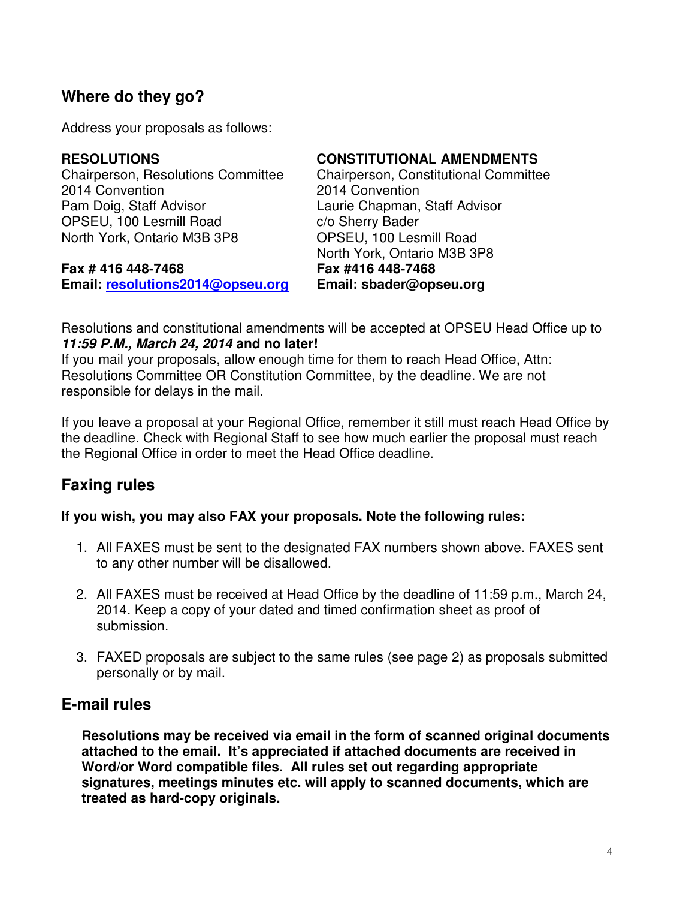## Where do they go?

Address your proposals as follows:

**RESOLUTIONS**
Chairperson, Resolutions Committee
2014 Convention
Pam Doig, Staff Advisor
OPSEU, 100 Lesmill Road
North York, Ontario M3B 3P8

**Fax # 416 448-7468**
**Email: resolutions2014@opseu.org**

**CONSTITUTIONAL AMENDMENTS**
Chairperson, Constitutional Committee
2014 Convention
Laurie Chapman, Staff Advisor
c/o Sherry Bader
OPSEU, 100 Lesmill Road
North York, Ontario M3B 3P8
**Fax #416 448-7468**
**Email: sbader@opseu.org**

Resolutions and constitutional amendments will be accepted at OPSEU Head Office up to ***11:59 P.M., March 24, 2014*** **and no later!**
If you mail your proposals, allow enough time for them to reach Head Office, Attn: Resolutions Committee OR Constitution Committee, by the deadline. We are not responsible for delays in the mail.

If you leave a proposal at your Regional Office, remember it still must reach Head Office by the deadline. Check with Regional Staff to see how much earlier the proposal must reach the Regional Office in order to meet the Head Office deadline.

## Faxing rules

**If you wish, you may also FAX your proposals. Note the following rules:**

1. All FAXES must be sent to the designated FAX numbers shown above. FAXES sent to any other number will be disallowed.
2. All FAXES must be received at Head Office by the deadline of 11:59 p.m., March 24, 2014. Keep a copy of your dated and timed confirmation sheet as proof of submission.
3. FAXED proposals are subject to the same rules (see page 2) as proposals submitted personally or by mail.

## E-mail rules

**Resolutions may be received via email in the form of scanned original documents attached to the email. It's appreciated if attached documents are received in Word/or Word compatible files. All rules set out regarding appropriate signatures, meetings minutes etc. will apply to scanned documents, which are treated as hard-copy originals.**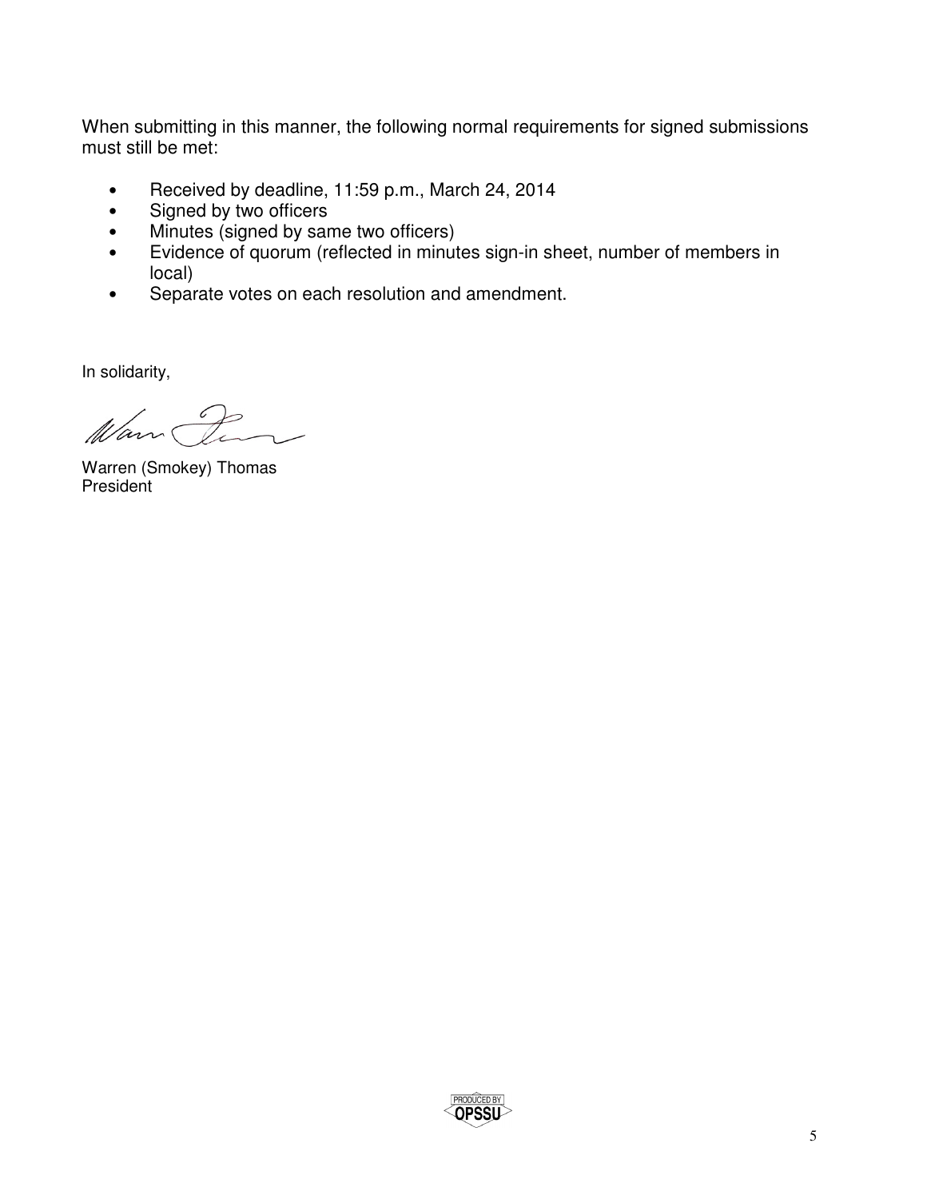When submitting in this manner, the following normal requirements for signed submissions must still be met:

- Received by deadline, 11:59 p.m., March 24, 2014
- Signed by two officers
- Minutes (signed by same two officers)
- Evidence of quorum (reflected in minutes sign-in sheet, number of members in local)
- Separate votes on each resolution and amendment.

In solidarity,

Warren (Smokey) Thomas
President

PRODUCED BY OPSSU